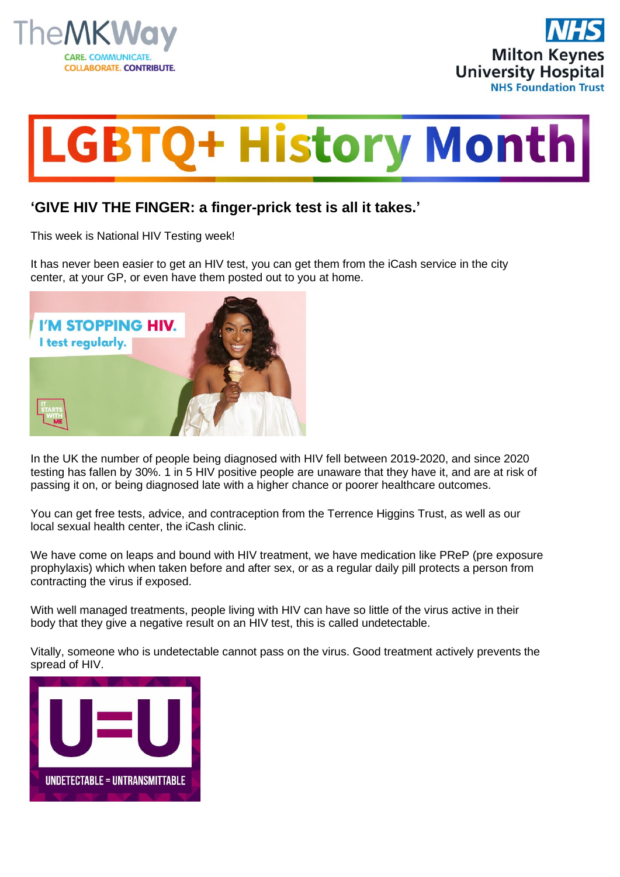# LGBTQ+ History Month

## 'GIVE HIV THE FINGER: a finger-prick test is all it takes.'

This week is National HIV Testing week!

It has never been easier to get an HIV test, you can get them from the iCash service in the city center, at your GP, or even have them posted out to you at home.

In the UK the number of people being diagnosed with HIV fell between 2019-2020, and since 2020 testing has fallen by 30%. 1 in 5 HIV positive people are unaware that they have it, and are at risk of passing it on, or being diagnosed late with a higher chance or poorer healthcare outcomes.

You can get free tests, advice, and contraception from the Terrence Higgins Trust, as well as our local sexual health center, the iCash clinic.

We have come on leaps and bound with HIV treatment, we have medication like PReP (pre exposure prophylaxis) which when taken before and after sex, or as a regular daily pill protects a person from contracting the virus if exposed.

With well managed treatments, people living with HIV can have so little of the virus active in their body that they give a negative result on an HIV test, this is called undetectable.

Vitally, someone who is undetectable cannot pass on the virus. Good treatment actively prevents the spread of HIV.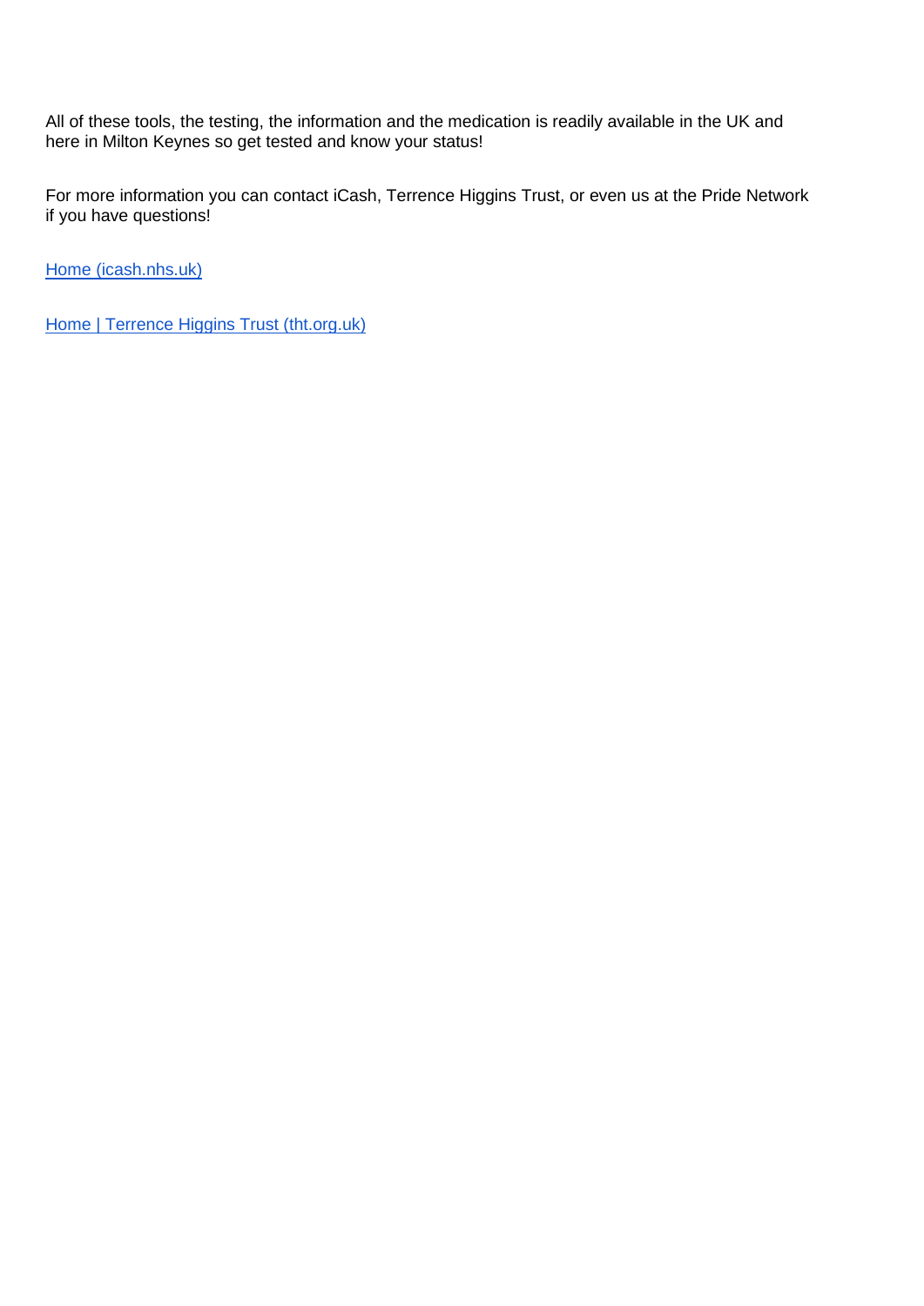All of these tools, the testing, the information and the medication is readily available in the UK and here in Milton Keynes so get tested and know your status!

For more information you can contact iCash, Terrence Higgins Trust, or even us at the Pride Network if you have questions!

Home (icash.nhs.uk)

Home | Terrence Higgins Trust (tht.org.uk)